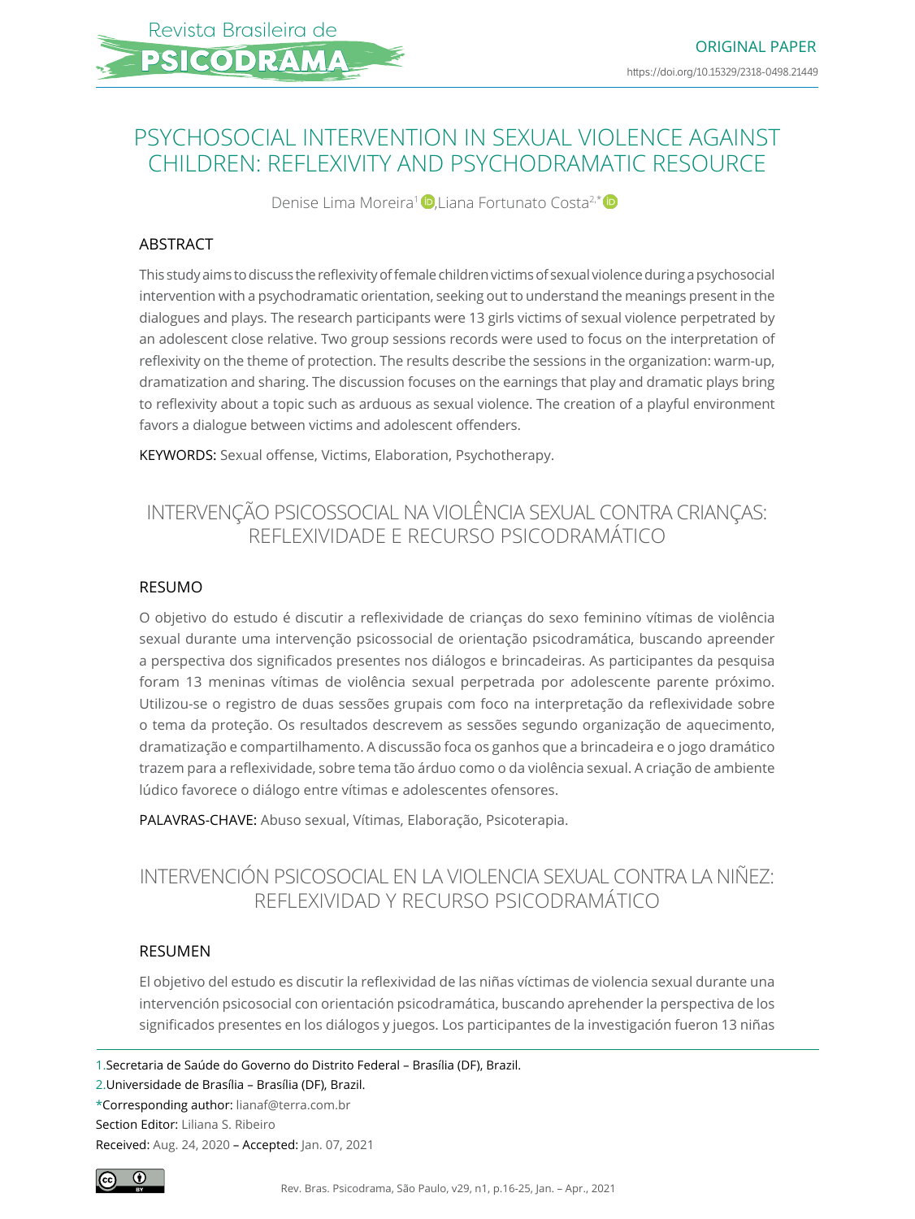ORIGINAL PAPER

https://doi.org/10.15329/2318-0498.21449

# PSYCHOSOCIAL INTERVENTION IN SEXUAL VIOLENCE AGAINST CHILDREN: REFLEXIVITY AND PSYCHODRAMATIC RESOURCE

Denise Lima Moreira[1], Liana Fortunato Costa[2,*]

## ABSTRACT

This study aims to discuss the reflexivity of female children victims of sexual violence during a psychosocial intervention with a psychodramatic orientation, seeking out to understand the meanings present in the dialogues and plays. The research participants were 13 girls victims of sexual violence perpetrated by an adolescent close relative. Two group sessions records were used to focus on the interpretation of reflexivity on the theme of protection. The results describe the sessions in the organization: warm-up, dramatization and sharing. The discussion focuses on the earnings that play and dramatic plays bring to reflexivity about a topic such as arduous as sexual violence. The creation of a playful environment favors a dialogue between victims and adolescent offenders.

KEYWORDS: Sexual offense, Victims, Elaboration, Psychotherapy.

# INTERVENÇÃO PSICOSSOCIAL NA VIOLÊNCIA SEXUAL CONTRA CRIANÇAS: REFLEXIVIDADE E RECURSO PSICODRAMÁTICO

## RESUMO

O objetivo do estudo é discutir a reflexividade de crianças do sexo feminino vítimas de violência sexual durante uma intervenção psicossocial de orientação psicodramática, buscando apreender a perspectiva dos significados presentes nos diálogos e brincadeiras. As participantes da pesquisa foram 13 meninas vítimas de violência sexual perpetrada por adolescente parente próximo. Utilizou-se o registro de duas sessões grupais com foco na interpretação da reflexividade sobre o tema da proteção. Os resultados descrevem as sessões segundo organização de aquecimento, dramatização e compartilhamento. A discussão foca os ganhos que a brincadeira e o jogo dramático trazem para a reflexividade, sobre tema tão árduo como o da violência sexual. A criação de ambiente lúdico favorece o diálogo entre vítimas e adolescentes ofensores.

PALAVRAS-CHAVE: Abuso sexual, Vítimas, Elaboração, Psicoterapia.

# INTERVENCIÓN PSICOSOCIAL EN LA VIOLENCIA SEXUAL CONTRA LA NIÑEZ: REFLEXIVIDAD Y RECURSO PSICODRAMÁTICO

## RESUMEN

El objetivo del estudio es discutir la reflexividad de las niñas víctimas de violencia sexual durante una intervención psicosocial con orientación psicodramática, buscando aprehender la perspectiva de los significados presentes en los diálogos y juegos. Los participantes de la investigación fueron 13 niñas

1.Secretaria de Saúde do Governo do Distrito Federal – Brasília (DF), Brazil.
2.Universidade de Brasília – Brasília (DF), Brazil.
*Corresponding author: lianaf@terra.com.br
Section Editor: Liliana S. Ribeiro
Received: Aug. 24, 2020 – Accepted: Jan. 07, 2021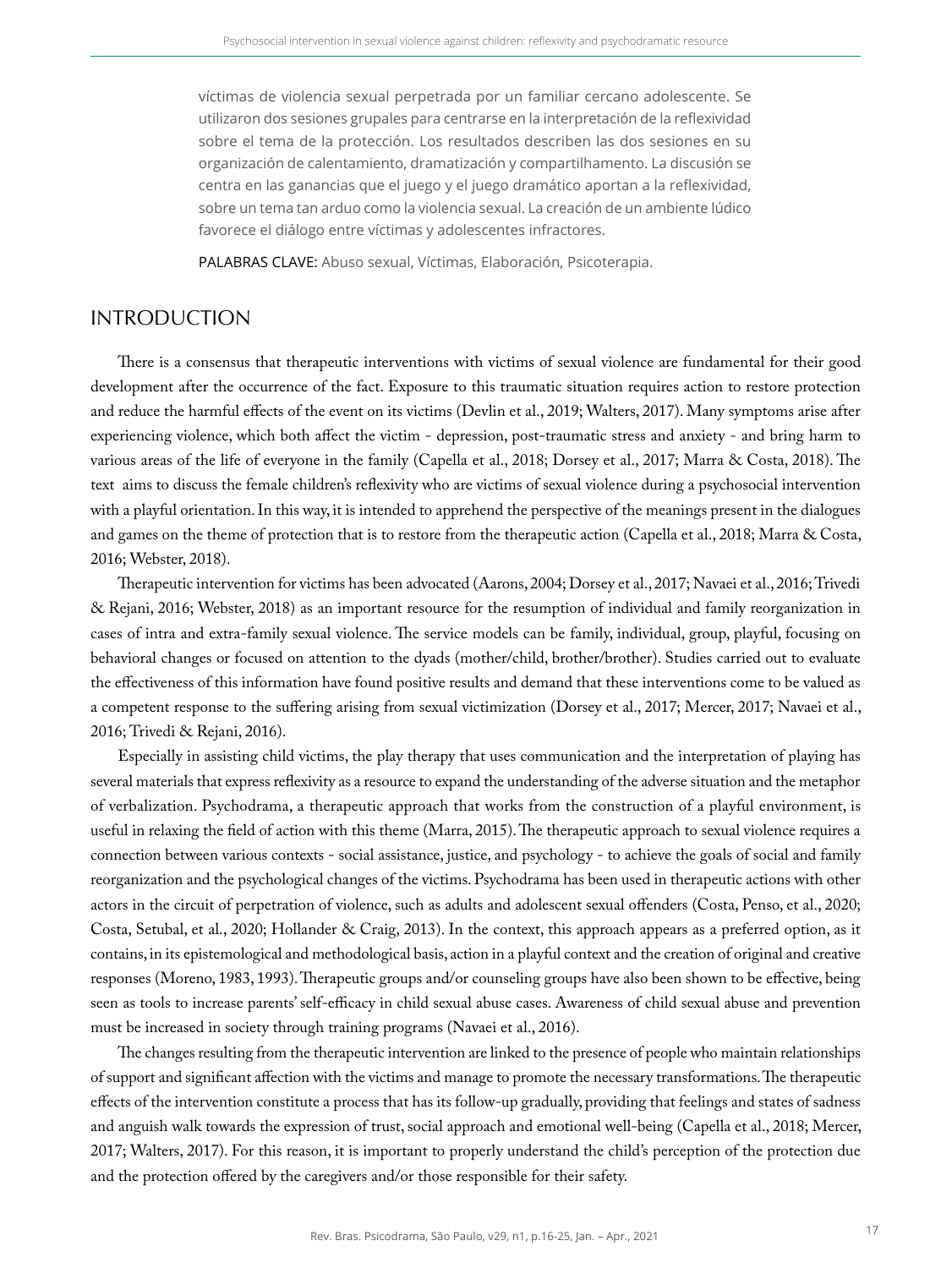víctimas de violencia sexual perpetrada por un familiar cercano adolescente. Se utilizaron dos sesiones grupales para centrarse en la interpretación de la reflexividad sobre el tema de la protección. Los resultados describen las dos sesiones en su organización de calentamiento, dramatización y compartilhamento. La discusión se centra en las ganancias que el juego y el juego dramático aportan a la reflexividad, sobre un tema tan arduo como la violencia sexual. La creación de un ambiente lúdico favorece el diálogo entre víctimas y adolescentes infractores.

PALABRAS CLAVE: Abuso sexual, Víctimas, Elaboración, Psicoterapia.

## INTRODUCTION

There is a consensus that therapeutic interventions with victims of sexual violence are fundamental for their good development after the occurrence of the fact. Exposure to this traumatic situation requires action to restore protection and reduce the harmful effects of the event on its victims (Devlin et al., 2019; Walters, 2017). Many symptoms arise after experiencing violence, which both affect the victim - depression, post-traumatic stress and anxiety - and bring harm to various areas of the life of everyone in the family (Capella et al., 2018; Dorsey et al., 2017; Marra & Costa, 2018). The text aims to discuss the female children's reflexivity who are victims of sexual violence during a psychosocial intervention with a playful orientation. In this way, it is intended to apprehend the perspective of the meanings present in the dialogues and games on the theme of protection that is to restore from the therapeutic action (Capella et al., 2018; Marra & Costa, 2016; Webster, 2018).

Therapeutic intervention for victims has been advocated (Aarons, 2004; Dorsey et al., 2017; Navaei et al., 2016; Trivedi & Rejani, 2016; Webster, 2018) as an important resource for the resumption of individual and family reorganization in cases of intra and extra-family sexual violence. The service models can be family, individual, group, playful, focusing on behavioral changes or focused on attention to the dyads (mother/child, brother/brother). Studies carried out to evaluate the effectiveness of this information have found positive results and demand that these interventions come to be valued as a competent response to the suffering arising from sexual victimization (Dorsey et al., 2017; Mercer, 2017; Navaei et al., 2016; Trivedi & Rejani, 2016).

Especially in assisting child victims, the play therapy that uses communication and the interpretation of playing has several materials that express reflexivity as a resource to expand the understanding of the adverse situation and the metaphor of verbalization. Psychodrama, a therapeutic approach that works from the construction of a playful environment, is useful in relaxing the field of action with this theme (Marra, 2015). The therapeutic approach to sexual violence requires a connection between various contexts - social assistance, justice, and psychology - to achieve the goals of social and family reorganization and the psychological changes of the victims. Psychodrama has been used in therapeutic actions with other actors in the circuit of perpetration of violence, such as adults and adolescent sexual offenders (Costa, Penso, et al., 2020; Costa, Setubal, et al., 2020; Hollander & Craig, 2013). In the context, this approach appears as a preferred option, as it contains, in its epistemological and methodological basis, action in a playful context and the creation of original and creative responses (Moreno, 1983, 1993). Therapeutic groups and/or counseling groups have also been shown to be effective, being seen as tools to increase parents' self-efficacy in child sexual abuse cases. Awareness of child sexual abuse and prevention must be increased in society through training programs (Navaei et al., 2016).

The changes resulting from the therapeutic intervention are linked to the presence of people who maintain relationships of support and significant affection with the victims and manage to promote the necessary transformations. The therapeutic effects of the intervention constitute a process that has its follow-up gradually, providing that feelings and states of sadness and anguish walk towards the expression of trust, social approach and emotional well-being (Capella et al., 2018; Mercer, 2017; Walters, 2017). For this reason, it is important to properly understand the child's perception of the protection due and the protection offered by the caregivers and/or those responsible for their safety.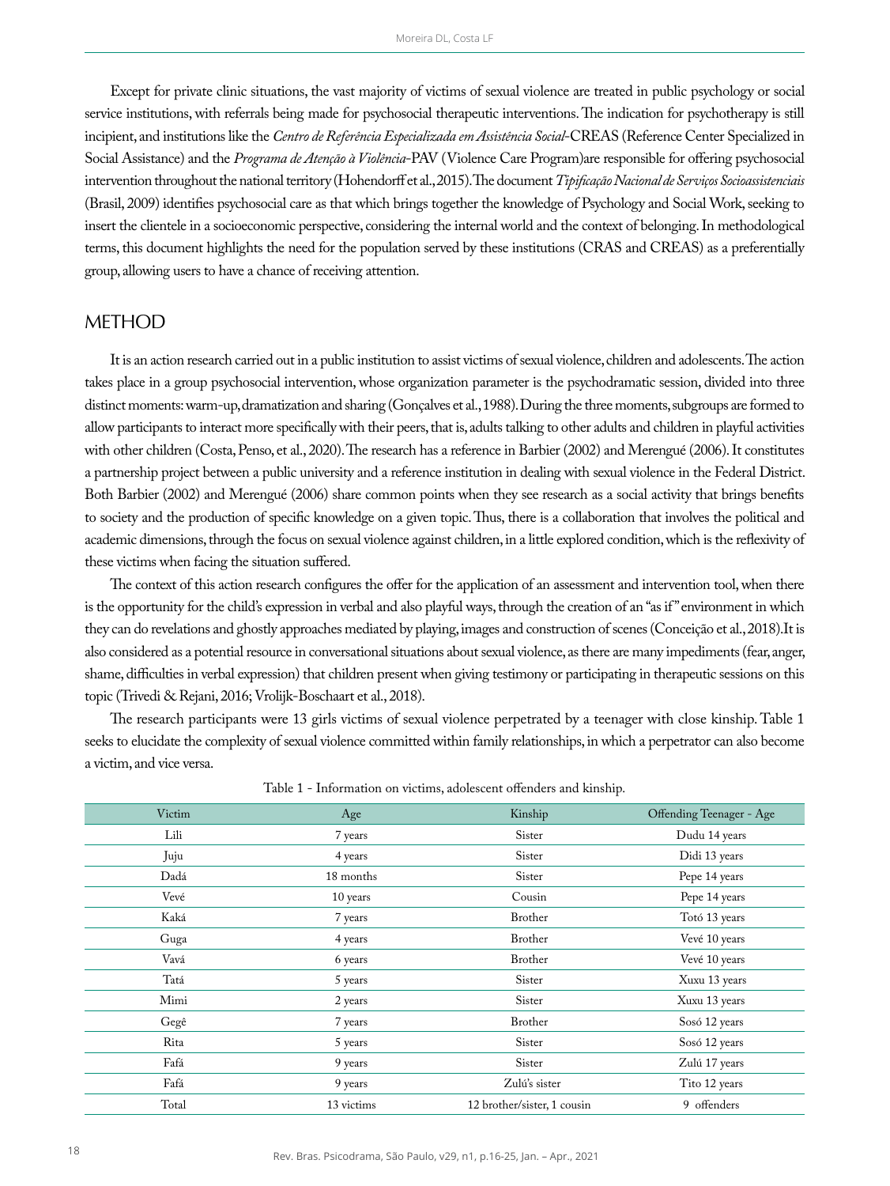Except for private clinic situations, the vast majority of victims of sexual violence are treated in public psychology or social service institutions, with referrals being made for psychosocial therapeutic interventions. The indication for psychotherapy is still incipient, and institutions like the *Centro de Referência Especializada em Assistência Social*-CREAS (Reference Center Specialized in Social Assistance) and the *Programa de Atenção à Violência*-PAV (Violence Care Program)are responsible for offering psychosocial intervention throughout the national territory (Hohendorff et al., 2015). The document *Tipificação Nacional de Serviços Socioassistenciais* (Brasil, 2009) identifies psychosocial care as that which brings together the knowledge of Psychology and Social Work, seeking to insert the clientele in a socioeconomic perspective, considering the internal world and the context of belonging. In methodological terms, this document highlights the need for the population served by these institutions (CRAS and CREAS) as a preferentially group, allowing users to have a chance of receiving attention.

## METHOD

It is an action research carried out in a public institution to assist victims of sexual violence, children and adolescents. The action takes place in a group psychosocial intervention, whose organization parameter is the psychodramatic session, divided into three distinct moments: warm-up, dramatization and sharing (Gonçalves et al., 1988). During the three moments, subgroups are formed to allow participants to interact more specifically with their peers, that is, adults talking to other adults and children in playful activities with other children (Costa, Penso, et al., 2020). The research has a reference in Barbier (2002) and Merengué (2006). It constitutes a partnership project between a public university and a reference institution in dealing with sexual violence in the Federal District. Both Barbier (2002) and Merengué (2006) share common points when they see research as a social activity that brings benefits to society and the production of specific knowledge on a given topic. Thus, there is a collaboration that involves the political and academic dimensions, through the focus on sexual violence against children, in a little explored condition, which is the reflexivity of these victims when facing the situation suffered.

The context of this action research configures the offer for the application of an assessment and intervention tool, when there is the opportunity for the child's expression in verbal and also playful ways, through the creation of an "as if" environment in which they can do revelations and ghostly approaches mediated by playing, images and construction of scenes (Conceição et al., 2018).It is also considered as a potential resource in conversational situations about sexual violence, as there are many impediments (fear, anger, shame, difficulties in verbal expression) that children present when giving testimony or participating in therapeutic sessions on this topic (Trivedi & Rejani, 2016; Vrolijk-Boschaart et al., 2018).

The research participants were 13 girls victims of sexual violence perpetrated by a teenager with close kinship. Table 1 seeks to elucidate the complexity of sexual violence committed within family relationships, in which a perpetrator can also become a victim, and vice versa.

Table 1 - Information on victims, adolescent offenders and kinship.

| Victim | Age | Kinship | Offending Teenager - Age |
|---|---|---|---|
| Lili | 7 years | Sister | Dudu 14 years |
| Juju | 4 years | Sister | Didi 13 years |
| Dadá | 18 months | Sister | Pepe 14 years |
| Vevé | 10 years | Cousin | Pepe 14 years |
| Kaká | 7 years | Brother | Totó 13 years |
| Guga | 4 years | Brother | Vevé 10 years |
| Vavá | 6 years | Brother | Vevé 10 years |
| Tatá | 5 years | Sister | Xuxu 13 years |
| Mimi | 2 years | Sister | Xuxu 13 years |
| Gegê | 7 years | Brother | Sosó 12 years |
| Rita | 5 years | Sister | Sosó 12 years |
| Fafá | 9 years | Sister | Zulú 17 years |
| Fafá | 9 years | Zulú's sister | Tito 12 years |
| Total | 13 victims | 12 brother/sister, 1 cousin | 9 offenders |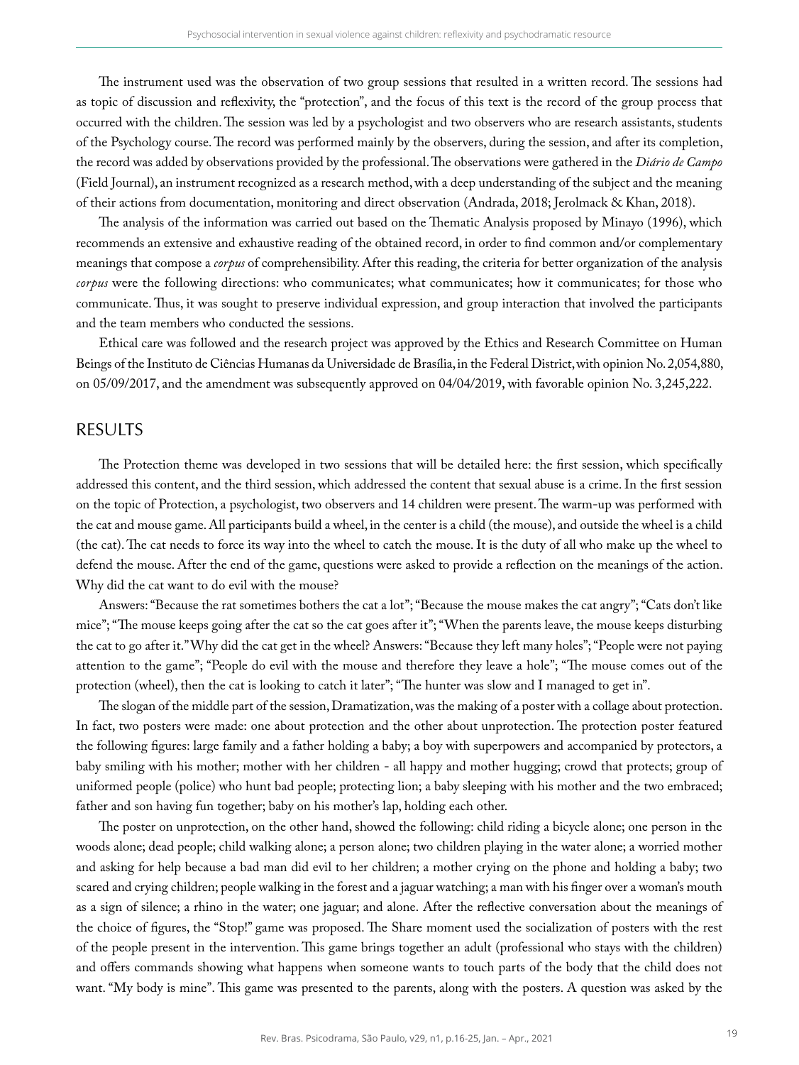The instrument used was the observation of two group sessions that resulted in a written record. The sessions had as topic of discussion and reflexivity, the "protection", and the focus of this text is the record of the group process that occurred with the children. The session was led by a psychologist and two observers who are research assistants, students of the Psychology course. The record was performed mainly by the observers, during the session, and after its completion, the record was added by observations provided by the professional. The observations were gathered in the *Diário de Campo* (Field Journal), an instrument recognized as a research method, with a deep understanding of the subject and the meaning of their actions from documentation, monitoring and direct observation (Andrada, 2018; Jerolmack & Khan, 2018).

The analysis of the information was carried out based on the Thematic Analysis proposed by Minayo (1996), which recommends an extensive and exhaustive reading of the obtained record, in order to find common and/or complementary meanings that compose a *corpus* of comprehensibility. After this reading, the criteria for better organization of the analysis *corpus* were the following directions: who communicates; what communicates; how it communicates; for those who communicate. Thus, it was sought to preserve individual expression, and group interaction that involved the participants and the team members who conducted the sessions.

Ethical care was followed and the research project was approved by the Ethics and Research Committee on Human Beings of the Instituto de Ciências Humanas da Universidade de Brasília, in the Federal District, with opinion No. 2,054,880, on 05/09/2017, and the amendment was subsequently approved on 04/04/2019, with favorable opinion No. 3,245,222.

## RESULTS

The Protection theme was developed in two sessions that will be detailed here: the first session, which specifically addressed this content, and the third session, which addressed the content that sexual abuse is a crime. In the first session on the topic of Protection, a psychologist, two observers and 14 children were present. The warm-up was performed with the cat and mouse game. All participants build a wheel, in the center is a child (the mouse), and outside the wheel is a child (the cat). The cat needs to force its way into the wheel to catch the mouse. It is the duty of all who make up the wheel to defend the mouse. After the end of the game, questions were asked to provide a reflection on the meanings of the action. Why did the cat want to do evil with the mouse?

Answers: "Because the rat sometimes bothers the cat a lot"; "Because the mouse makes the cat angry"; "Cats don't like mice"; "The mouse keeps going after the cat so the cat goes after it"; "When the parents leave, the mouse keeps disturbing the cat to go after it." Why did the cat get in the wheel? Answers: "Because they left many holes"; "People were not paying attention to the game"; "People do evil with the mouse and therefore they leave a hole"; "The mouse comes out of the protection (wheel), then the cat is looking to catch it later"; "The hunter was slow and I managed to get in".

The slogan of the middle part of the session, Dramatization, was the making of a poster with a collage about protection. In fact, two posters were made: one about protection and the other about unprotection. The protection poster featured the following figures: large family and a father holding a baby; a boy with superpowers and accompanied by protectors, a baby smiling with his mother; mother with her children - all happy and mother hugging; crowd that protects; group of uniformed people (police) who hunt bad people; protecting lion; a baby sleeping with his mother and the two embraced; father and son having fun together; baby on his mother's lap, holding each other.

The poster on unprotection, on the other hand, showed the following: child riding a bicycle alone; one person in the woods alone; dead people; child walking alone; a person alone; two children playing in the water alone; a worried mother and asking for help because a bad man did evil to her children; a mother crying on the phone and holding a baby; two scared and crying children; people walking in the forest and a jaguar watching; a man with his finger over a woman's mouth as a sign of silence; a rhino in the water; one jaguar; and alone. After the reflective conversation about the meanings of the choice of figures, the "Stop!" game was proposed. The Share moment used the socialization of posters with the rest of the people present in the intervention. This game brings together an adult (professional who stays with the children) and offers commands showing what happens when someone wants to touch parts of the body that the child does not want. "My body is mine". This game was presented to the parents, along with the posters. A question was asked by the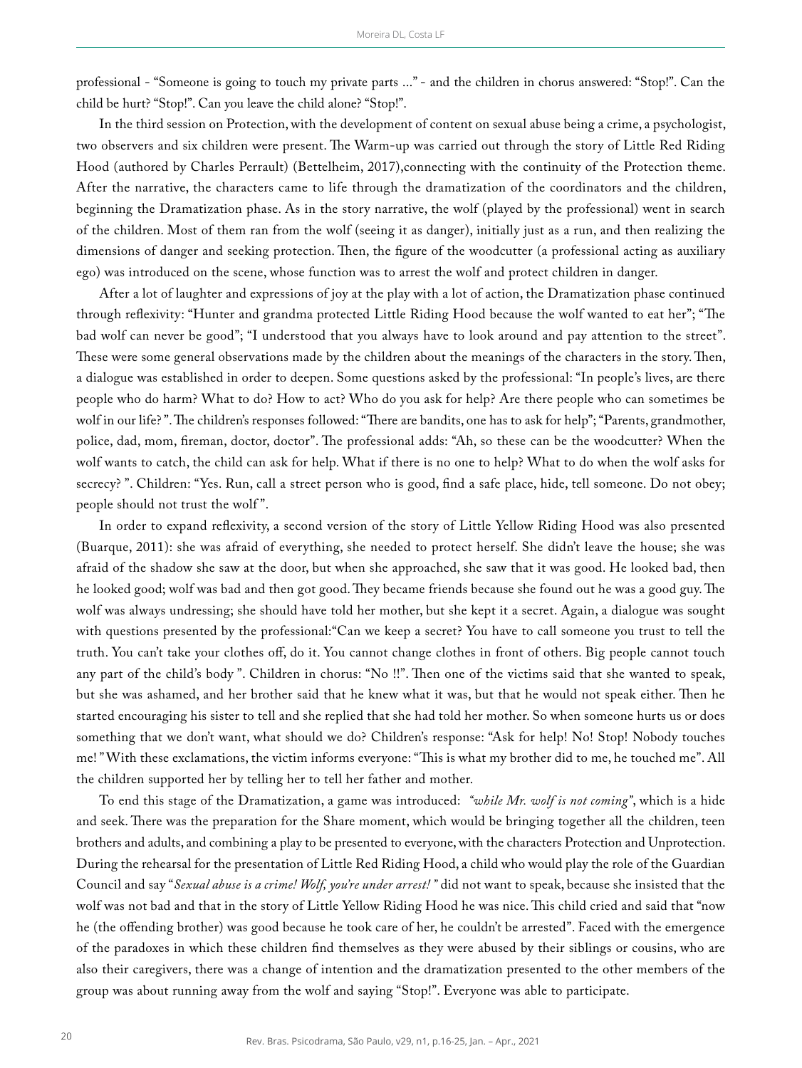professional - "Someone is going to touch my private parts ..." - and the children in chorus answered: "Stop!". Can the child be hurt? "Stop!". Can you leave the child alone? "Stop!".

In the third session on Protection, with the development of content on sexual abuse being a crime, a psychologist, two observers and six children were present. The Warm-up was carried out through the story of Little Red Riding Hood (authored by Charles Perrault) (Bettelheim, 2017),connecting with the continuity of the Protection theme. After the narrative, the characters came to life through the dramatization of the coordinators and the children, beginning the Dramatization phase. As in the story narrative, the wolf (played by the professional) went in search of the children. Most of them ran from the wolf (seeing it as danger), initially just as a run, and then realizing the dimensions of danger and seeking protection. Then, the figure of the woodcutter (a professional acting as auxiliary ego) was introduced on the scene, whose function was to arrest the wolf and protect children in danger.

After a lot of laughter and expressions of joy at the play with a lot of action, the Dramatization phase continued through reflexivity: "Hunter and grandma protected Little Riding Hood because the wolf wanted to eat her"; "The bad wolf can never be good"; "I understood that you always have to look around and pay attention to the street". These were some general observations made by the children about the meanings of the characters in the story. Then, a dialogue was established in order to deepen. Some questions asked by the professional: "In people's lives, are there people who do harm? What to do? How to act? Who do you ask for help? Are there people who can sometimes be wolf in our life? ". The children's responses followed: "There are bandits, one has to ask for help"; "Parents, grandmother, police, dad, mom, fireman, doctor, doctor". The professional adds: "Ah, so these can be the woodcutter? When the wolf wants to catch, the child can ask for help. What if there is no one to help? What to do when the wolf asks for secrecy? ". Children: "Yes. Run, call a street person who is good, find a safe place, hide, tell someone. Do not obey; people should not trust the wolf ".

In order to expand reflexivity, a second version of the story of Little Yellow Riding Hood was also presented (Buarque, 2011): she was afraid of everything, she needed to protect herself. She didn't leave the house; she was afraid of the shadow she saw at the door, but when she approached, she saw that it was good. He looked bad, then he looked good; wolf was bad and then got good. They became friends because she found out he was a good guy. The wolf was always undressing; she should have told her mother, but she kept it a secret. Again, a dialogue was sought with questions presented by the professional:"Can we keep a secret? You have to call someone you trust to tell the truth. You can't take your clothes off, do it. You cannot change clothes in front of others. Big people cannot touch any part of the child's body ". Children in chorus: "No !!". Then one of the victims said that she wanted to speak, but she was ashamed, and her brother said that he knew what it was, but that he would not speak either. Then he started encouraging his sister to tell and she replied that she had told her mother. So when someone hurts us or does something that we don't want, what should we do? Children's response: "Ask for help! No! Stop! Nobody touches me! "With these exclamations, the victim informs everyone: "This is what my brother did to me, he touched me". All the children supported her by telling her to tell her father and mother.

To end this stage of the Dramatization, a game was introduced: *"while Mr. wolf is not coming"*, which is a hide and seek. There was the preparation for the Share moment, which would be bringing together all the children, teen brothers and adults, and combining a play to be presented to everyone, with the characters Protection and Unprotection. During the rehearsal for the presentation of Little Red Riding Hood, a child who would play the role of the Guardian Council and say "*Sexual abuse is a crime! Wolf, you're under arrest!* " did not want to speak, because she insisted that the wolf was not bad and that in the story of Little Yellow Riding Hood he was nice. This child cried and said that "now he (the offending brother) was good because he took care of her, he couldn't be arrested". Faced with the emergence of the paradoxes in which these children find themselves as they were abused by their siblings or cousins, who are also their caregivers, there was a change of intention and the dramatization presented to the other members of the group was about running away from the wolf and saying "Stop!". Everyone was able to participate.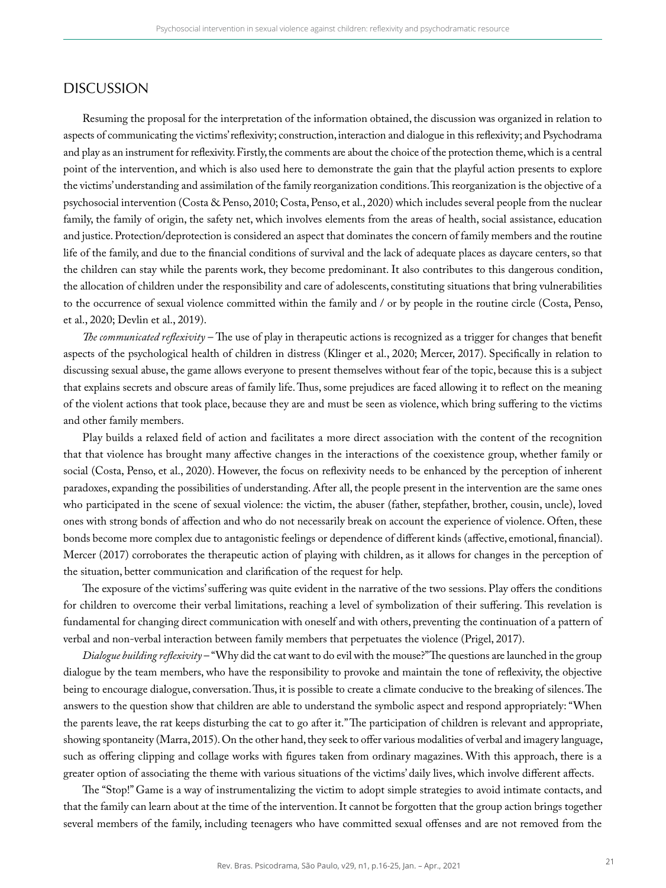## DISCUSSION

Resuming the proposal for the interpretation of the information obtained, the discussion was organized in relation to aspects of communicating the victims' reflexivity; construction, interaction and dialogue in this reflexivity; and Psychodrama and play as an instrument for reflexivity. Firstly, the comments are about the choice of the protection theme, which is a central point of the intervention, and which is also used here to demonstrate the gain that the playful action presents to explore the victims' understanding and assimilation of the family reorganization conditions. This reorganization is the objective of a psychosocial intervention (Costa & Penso, 2010; Costa, Penso, et al., 2020) which includes several people from the nuclear family, the family of origin, the safety net, which involves elements from the areas of health, social assistance, education and justice. Protection/deprotection is considered an aspect that dominates the concern of family members and the routine life of the family, and due to the financial conditions of survival and the lack of adequate places as daycare centers, so that the children can stay while the parents work, they become predominant. It also contributes to this dangerous condition, the allocation of children under the responsibility and care of adolescents, constituting situations that bring vulnerabilities to the occurrence of sexual violence committed within the family and / or by people in the routine circle (Costa, Penso, et al., 2020; Devlin et al., 2019).

*The communicated reflexivity* – The use of play in therapeutic actions is recognized as a trigger for changes that benefit aspects of the psychological health of children in distress (Klinger et al., 2020; Mercer, 2017). Specifically in relation to discussing sexual abuse, the game allows everyone to present themselves without fear of the topic, because this is a subject that explains secrets and obscure areas of family life. Thus, some prejudices are faced allowing it to reflect on the meaning of the violent actions that took place, because they are and must be seen as violence, which bring suffering to the victims and other family members.

Play builds a relaxed field of action and facilitates a more direct association with the content of the recognition that that violence has brought many affective changes in the interactions of the coexistence group, whether family or social (Costa, Penso, et al., 2020). However, the focus on reflexivity needs to be enhanced by the perception of inherent paradoxes, expanding the possibilities of understanding. After all, the people present in the intervention are the same ones who participated in the scene of sexual violence: the victim, the abuser (father, stepfather, brother, cousin, uncle), loved ones with strong bonds of affection and who do not necessarily break on account the experience of violence. Often, these bonds become more complex due to antagonistic feelings or dependence of different kinds (affective, emotional, financial). Mercer (2017) corroborates the therapeutic action of playing with children, as it allows for changes in the perception of the situation, better communication and clarification of the request for help.

The exposure of the victims' suffering was quite evident in the narrative of the two sessions. Play offers the conditions for children to overcome their verbal limitations, reaching a level of symbolization of their suffering. This revelation is fundamental for changing direct communication with oneself and with others, preventing the continuation of a pattern of verbal and non-verbal interaction between family members that perpetuates the violence (Prigel, 2017).

*Dialogue building reflexivity* – "Why did the cat want to do evil with the mouse?" The questions are launched in the group dialogue by the team members, who have the responsibility to provoke and maintain the tone of reflexivity, the objective being to encourage dialogue, conversation. Thus, it is possible to create a climate conducive to the breaking of silences. The answers to the question show that children are able to understand the symbolic aspect and respond appropriately: "When the parents leave, the rat keeps disturbing the cat to go after it." The participation of children is relevant and appropriate, showing spontaneity (Marra, 2015). On the other hand, they seek to offer various modalities of verbal and imagery language, such as offering clipping and collage works with figures taken from ordinary magazines. With this approach, there is a greater option of associating the theme with various situations of the victims' daily lives, which involve different affects.

The "Stop!" Game is a way of instrumentalizing the victim to adopt simple strategies to avoid intimate contacts, and that the family can learn about at the time of the intervention. It cannot be forgotten that the group action brings together several members of the family, including teenagers who have committed sexual offenses and are not removed from the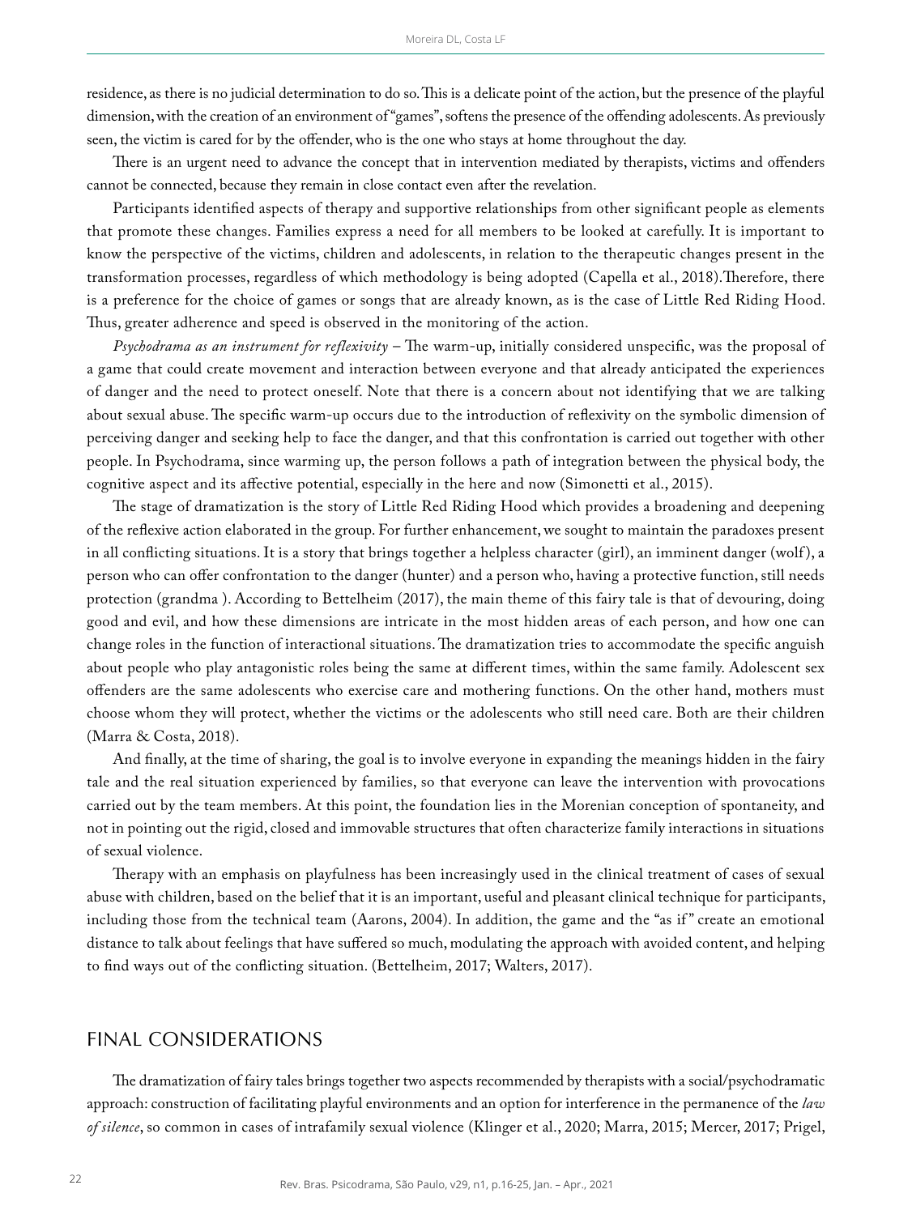residence, as there is no judicial determination to do so. This is a delicate point of the action, but the presence of the playful dimension, with the creation of an environment of "games", softens the presence of the offending adolescents. As previously seen, the victim is cared for by the offender, who is the one who stays at home throughout the day.

There is an urgent need to advance the concept that in intervention mediated by therapists, victims and offenders cannot be connected, because they remain in close contact even after the revelation.

Participants identified aspects of therapy and supportive relationships from other significant people as elements that promote these changes. Families express a need for all members to be looked at carefully. It is important to know the perspective of the victims, children and adolescents, in relation to the therapeutic changes present in the transformation processes, regardless of which methodology is being adopted (Capella et al., 2018).Therefore, there is a preference for the choice of games or songs that are already known, as is the case of Little Red Riding Hood. Thus, greater adherence and speed is observed in the monitoring of the action.

*Psychodrama as an instrument for reflexivity* – The warm-up, initially considered unspecific, was the proposal of a game that could create movement and interaction between everyone and that already anticipated the experiences of danger and the need to protect oneself. Note that there is a concern about not identifying that we are talking about sexual abuse. The specific warm-up occurs due to the introduction of reflexivity on the symbolic dimension of perceiving danger and seeking help to face the danger, and that this confrontation is carried out together with other people. In Psychodrama, since warming up, the person follows a path of integration between the physical body, the cognitive aspect and its affective potential, especially in the here and now (Simonetti et al., 2015).

The stage of dramatization is the story of Little Red Riding Hood which provides a broadening and deepening of the reflexive action elaborated in the group. For further enhancement, we sought to maintain the paradoxes present in all conflicting situations. It is a story that brings together a helpless character (girl), an imminent danger (wolf), a person who can offer confrontation to the danger (hunter) and a person who, having a protective function, still needs protection (grandma ). According to Bettelheim (2017), the main theme of this fairy tale is that of devouring, doing good and evil, and how these dimensions are intricate in the most hidden areas of each person, and how one can change roles in the function of interactional situations. The dramatization tries to accommodate the specific anguish about people who play antagonistic roles being the same at different times, within the same family. Adolescent sex offenders are the same adolescents who exercise care and mothering functions. On the other hand, mothers must choose whom they will protect, whether the victims or the adolescents who still need care. Both are their children (Marra & Costa, 2018).

And finally, at the time of sharing, the goal is to involve everyone in expanding the meanings hidden in the fairy tale and the real situation experienced by families, so that everyone can leave the intervention with provocations carried out by the team members. At this point, the foundation lies in the Morenian conception of spontaneity, and not in pointing out the rigid, closed and immovable structures that often characterize family interactions in situations of sexual violence.

Therapy with an emphasis on playfulness has been increasingly used in the clinical treatment of cases of sexual abuse with children, based on the belief that it is an important, useful and pleasant clinical technique for participants, including those from the technical team (Aarons, 2004). In addition, the game and the "as if" create an emotional distance to talk about feelings that have suffered so much, modulating the approach with avoided content, and helping to find ways out of the conflicting situation. (Bettelheim, 2017; Walters, 2017).

## FINAL CONSIDERATIONS

The dramatization of fairy tales brings together two aspects recommended by therapists with a social/psychodramatic approach: construction of facilitating playful environments and an option for interference in the permanence of the *law of silence*, so common in cases of intrafamily sexual violence (Klinger et al., 2020; Marra, 2015; Mercer, 2017; Prigel,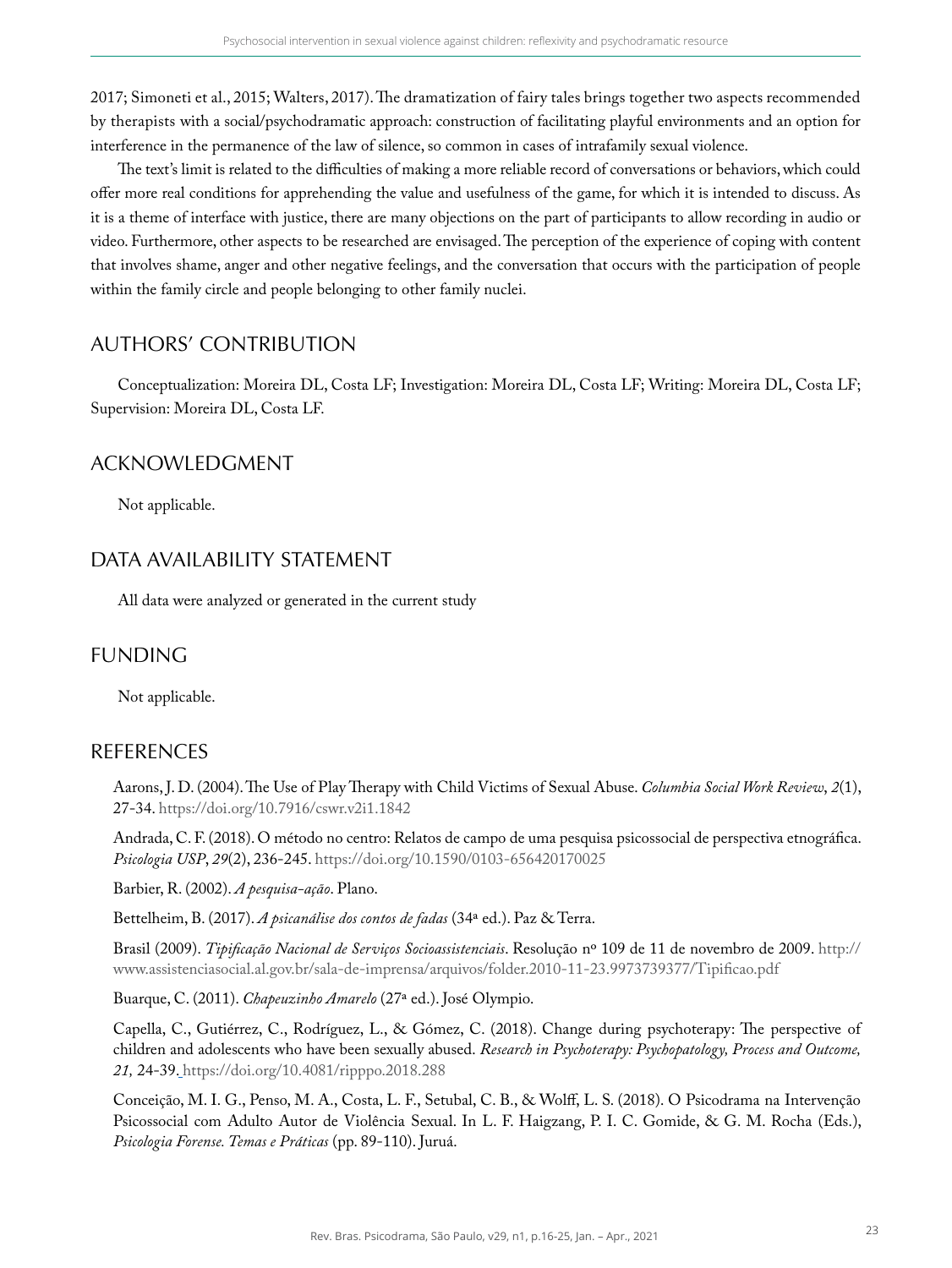2017; Simoneti et al., 2015; Walters, 2017). The dramatization of fairy tales brings together two aspects recommended by therapists with a social/psychodramatic approach: construction of facilitating playful environments and an option for interference in the permanence of the law of silence, so common in cases of intrafamily sexual violence.

The text's limit is related to the difficulties of making a more reliable record of conversations or behaviors, which could offer more real conditions for apprehending the value and usefulness of the game, for which it is intended to discuss. As it is a theme of interface with justice, there are many objections on the part of participants to allow recording in audio or video. Furthermore, other aspects to be researched are envisaged. The perception of the experience of coping with content that involves shame, anger and other negative feelings, and the conversation that occurs with the participation of people within the family circle and people belonging to other family nuclei.

## AUTHORS' CONTRIBUTION

Conceptualization: Moreira DL, Costa LF; Investigation: Moreira DL, Costa LF; Writing: Moreira DL, Costa LF; Supervision: Moreira DL, Costa LF.

## ACKNOWLEDGMENT

Not applicable.

## DATA AVAILABILITY STATEMENT

All data were analyzed or generated in the current study

## FUNDING

Not applicable.

## REFERENCES

Aarons, J. D. (2004). The Use of Play Therapy with Child Victims of Sexual Abuse. *Columbia Social Work Review*, *2*(1), 27-34. https://doi.org/10.7916/cswr.v2i1.1842

Andrada, C. F. (2018). O método no centro: Relatos de campo de uma pesquisa psicossocial de perspectiva etnográfica. *Psicologia USP*, *29*(2), 236-245. https://doi.org/10.1590/0103-656420170025

Barbier, R. (2002). *A pesquisa-ação*. Plano.

Bettelheim, B. (2017). *A psicanálise dos contos de fadas* (34ª ed.). Paz & Terra.

Brasil (2009). *Tipificação Nacional de Serviços Socioassistenciais*. Resolução nº 109 de 11 de novembro de 2009. http://www.assistenciasocial.al.gov.br/sala-de-imprensa/arquivos/folder.2010-11-23.9973739377/Tipificao.pdf

Buarque, C. (2011). *Chapeuzinho Amarelo* (27ª ed.). José Olympio.

Capella, C., Gutiérrez, C., Rodríguez, L., & Gómez, C. (2018). Change during psychoterapy: The perspective of children and adolescents who have been sexually abused. *Research in Psychoterapy: Psychopathology, Process and Outcome, 21,* 24-39. https://doi.org/10.4081/ripppo.2018.288

Conceição, M. I. G., Penso, M. A., Costa, L. F., Setubal, C. B., & Wolff, L. S. (2018). O Psicodrama na Intervenção Psicossocial com Adulto Autor de Violência Sexual. In L. F. Haigzang, P. I. C. Gomide, & G. M. Rocha (Eds.), *Psicologia Forense. Temas e Práticas* (pp. 89-110). Juruá.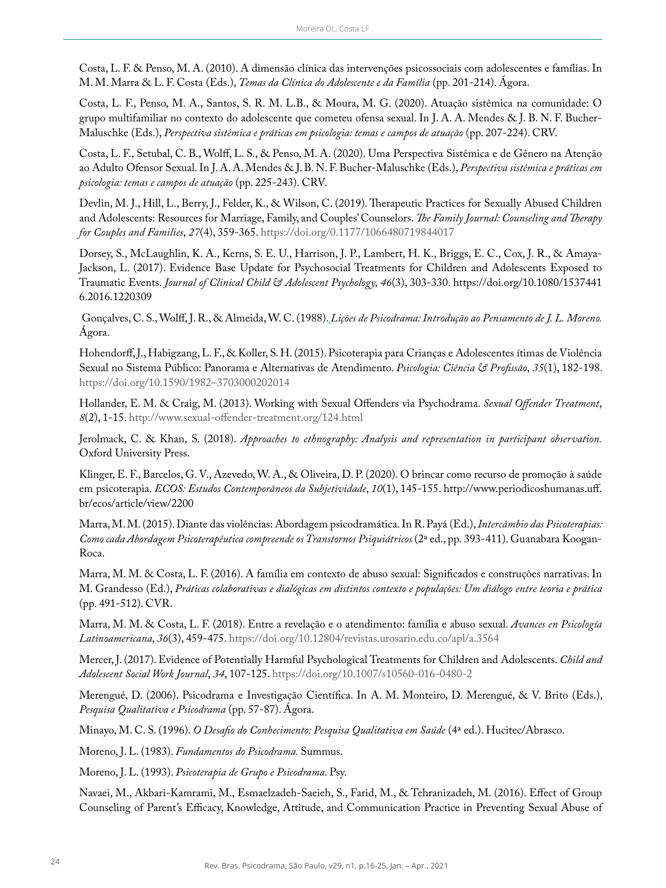Costa, L. F. & Penso, M. A. (2010). A dimensão clínica das intervenções psicossociais com adolescentes e famílias. In M. M. Marra & L. F. Costa (Eds.), *Temas da Clínica do Adolescente e da Família* (pp. 201-214). Ágora.

Costa, L. F., Penso, M. A., Santos, S. R. M. L.B., & Moura, M. G. (2020). Atuação sistêmica na comunidade: O grupo multifamiliar no contexto do adolescente que cometeu ofensa sexual. In J. A. A. Mendes & J. B. N. F. Bucher-Maluschke (Eds.), *Perspectiva sistêmica e práticas em psicologia: temas e campos de atuação* (pp. 207-224). CRV.

Costa, L. F., Setubal, C. B., Wolff, L. S., & Penso, M. A. (2020). Uma Perspectiva Sistêmica e de Gênero na Atenção ao Adulto Ofensor Sexual. In J. A. A. Mendes & J. B. N. F. Bucher-Maluschke (Eds.), *Perspectiva sistêmica e práticas em psicologia: temas e campos de atuação* (pp. 225-243). CRV.

Devlin, M. J., Hill, L., Berry, J., Felder, K., & Wilson, C. (2019). Therapeutic Practices for Sexually Abused Children and Adolescents: Resources for Marriage, Family, and Couples' Counselors. *The Family Journal: Counseling and Therapy for Couples and Families*, *27*(4), 359-365. https://doi.org/0.1177/1066480719844017

Dorsey, S., McLaughlin, K. A., Kerns, S. E. U., Harrison, J. P., Lambert, H. K., Briggs, E. C., Cox, J. R., & Amaya-Jackson, L. (2017). Evidence Base Update for Psychosocial Treatments for Children and Adolescents Exposed to Traumatic Events. *Journal of Clinical Child & Adolescent Psychology, 46*(3), 303-330. https://doi.org/10.1080/15374416.2016.1220309

Gonçalves, C. S., Wolff, J. R., & Almeida, W. C. (1988). *Lições de Psicodrama: Introdução ao Pensamento de J. L. Moreno.* Ágora.

Hohendorff, J., Habigzang, L. F., & Koller, S. H. (2015). Psicoterapia para Crianças e Adolescentes ítimas de Violência Sexual no Sistema Público: Panorama e Alternativas de Atendimento. *Psicologia: Ciência & Profissão*, *35*(1), 182-198. https://doi.org/10.1590/1982–3703000202014

Hollander, E. M. & Craig, M. (2013). Working with Sexual Offenders via Psychodrama. *Sexual Offender Treatment*, *8*(2), 1-15. http://www.sexual-offender-treatment.org/124.html

Jerolmack, C. & Khan, S. (2018). *Approaches to ethnography: Analysis and representation in participant observation.* Oxford University Press.

Klinger, E. F., Barcelos, G. V., Azevedo, W. A., & Oliveira, D. P. (2020). O brincar como recurso de promoção à saúde em psicoterapia. *ECOS: Estudos Contemporâneos da Subjetividade*, *10*(1), 145-155. http://www.periodicoshumanas.uff.br/ecos/article/view/2200

Marra, M. M. (2015). Diante das violências: Abordagem psicodramática. In R. Payá (Ed.), *Intercâmbio das Psicoterapias: Como cada Abordagem Psicoterapêutica compreende os Transtornos Psiquiátricos* (2ª ed., pp. 393-411). Guanabara Koogan-Roca.

Marra, M. M. & Costa, L. F. (2016). A família em contexto de abuso sexual: Significados e construções narrativas. In M. Grandesso (Ed.), *Práticas colaborativas e dialógicas em distintos contexto e populações: Um diálogo entre teoria e prática* (pp. 491-512). CVR.

Marra, M. M. & Costa, L. F. (2018). Entre a revelação e o atendimento: família e abuso sexual. *Avances en Psicología Latinoamericana*, *36*(3), 459-475. https://doi.org/10.12804/revistas.urosario.edu.co/apl/a.3564

Mercer, J. (2017). Evidence of Potentially Harmful Psychological Treatments for Children and Adolescents. *Child and Adolescent Social Work Journal*, *34*, 107-125. https://doi.org/10.1007/s10560-016-0480-2

Merengué, D. (2006). Psicodrama e Investigação Científica. In A. M. Monteiro, D. Merengué, & V. Brito (Eds.), *Pesquisa Qualitativa e Psicodrama* (pp. 57-87). Ágora.

Minayo, M. C. S. (1996). *O Desafio do Conhecimento: Pesquisa Qualitativa em Saúde* (4ª ed.). Hucitec/Abrasco.

Moreno, J. L. (1983). *Fundamentos do Psicodrama.* Summus.

Moreno, J. L. (1993). *Psicoterapia de Grupo e Psicodrama*. Psy.

Navaei, M., Akbari-Kamrami, M., Esmaelzadeh-Saeieh, S., Farid, M., & Tehranizadeh, M. (2016). Effect of Group Counseling of Parent's Efficacy, Knowledge, Attitude, and Communication Practice in Preventing Sexual Abuse of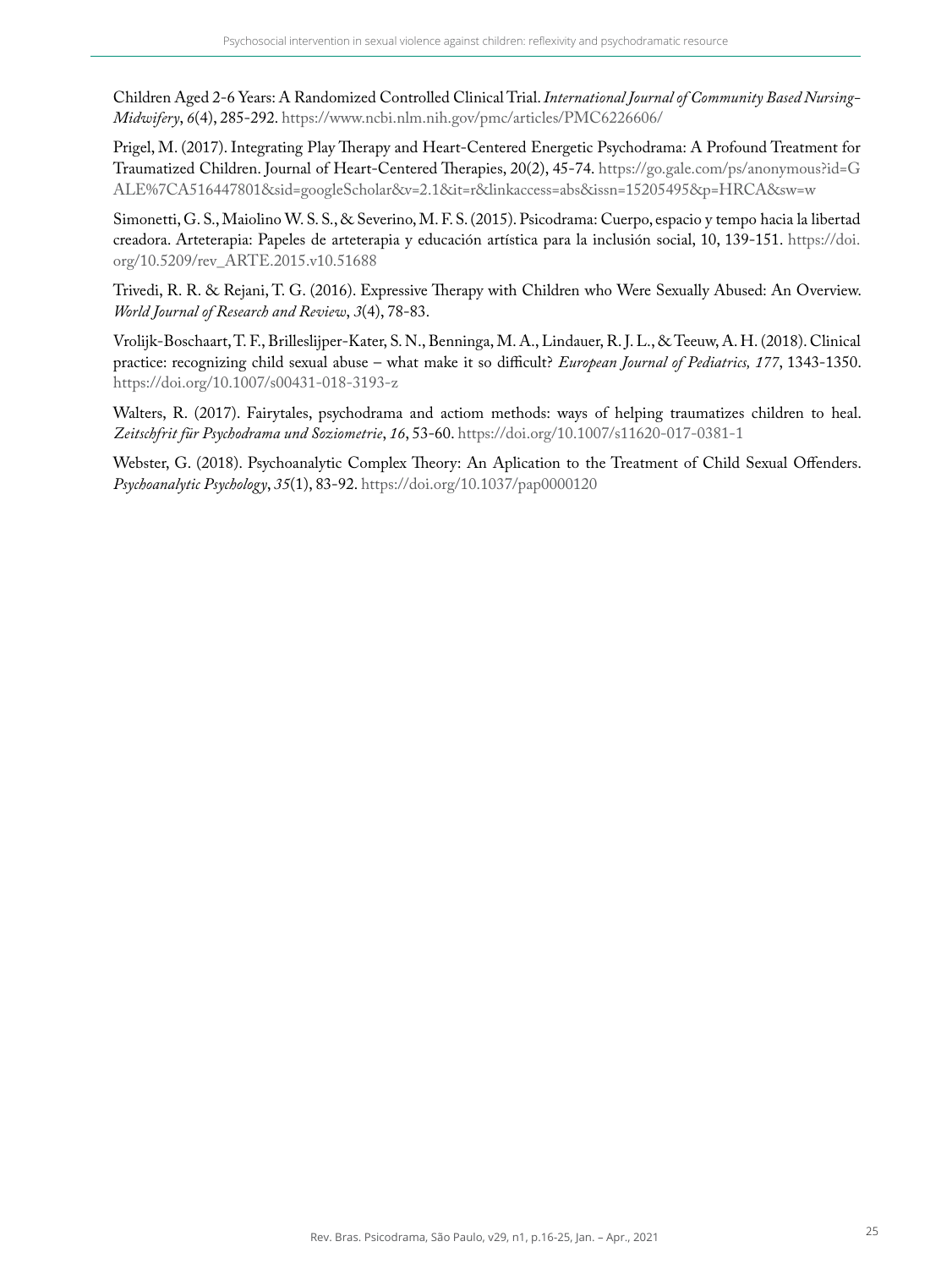Children Aged 2-6 Years: A Randomized Controlled Clinical Trial. *International Journal of Community Based Nursing-Midwifery*, *6*(4), 285-292. https://www.ncbi.nlm.nih.gov/pmc/articles/PMC6226606/

Prigel, M. (2017). Integrating Play Therapy and Heart-Centered Energetic Psychodrama: A Profound Treatment for Traumatized Children. Journal of Heart-Centered Therapies, 20(2), 45-74. https://go.gale.com/ps/anonymous?id=GALE%7CA516447801&sid=googleScholar&v=2.1&it=r&linkaccess=abs&issn=15205495&p=HRCA&sw=w

Simonetti, G. S., Maiolino W. S. S., & Severino, M. F. S. (2015). Psicodrama: Cuerpo, espacio y tempo hacia la libertad creadora. Arteterapia: Papeles de arteterapia y educación artística para la inclusión social, 10, 139-151. https://doi.org/10.5209/rev_ARTE.2015.v10.51688

Trivedi, R. R. & Rejani, T. G. (2016). Expressive Therapy with Children who Were Sexually Abused: An Overview. *World Journal of Research and Review*, *3*(4), 78-83.

Vrolijk-Boschaart, T. F., Brilleslijper-Kater, S. N., Benninga, M. A., Lindauer, R. J. L., & Teeuw, A. H. (2018). Clinical practice: recognizing child sexual abuse – what make it so difficult? *European Journal of Pediatrics, 177*, 1343-1350. https://doi.org/10.1007/s00431-018-3193-z

Walters, R. (2017). Fairytales, psychodrama and actiom methods: ways of helping traumatizes children to heal. *Zeitschfrit für Psychodrama und Soziometrie*, *16*, 53-60. https://doi.org/10.1007/s11620-017-0381-1

Webster, G. (2018). Psychoanalytic Complex Theory: An Aplication to the Treatment of Child Sexual Offenders. *Psychoanalytic Psychology*, *35*(1), 83-92. https://doi.org/10.1037/pap0000120